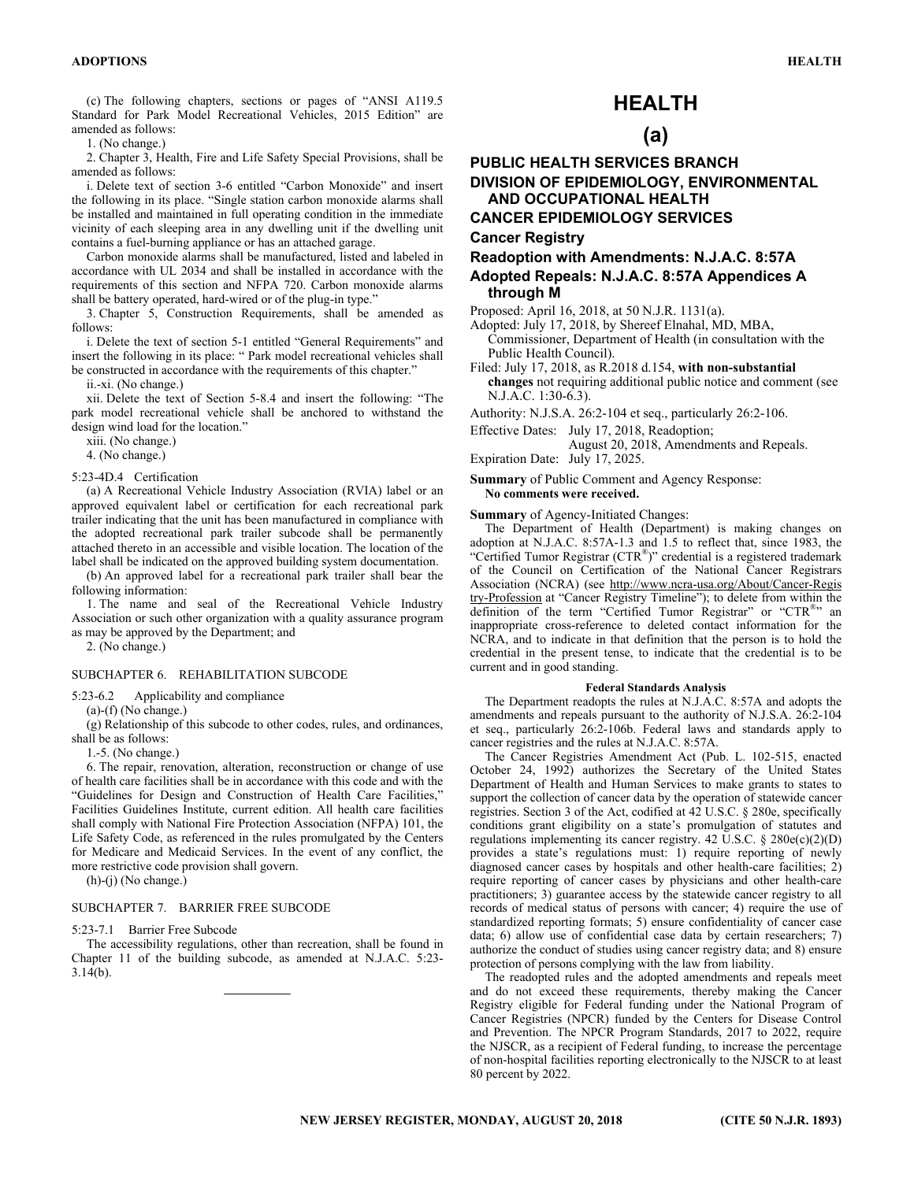(c) The following chapters, sections or pages of "ANSI A119.5 Standard for Park Model Recreational Vehicles, 2015 Edition" are amended as follows:

1. (No change.)

2. Chapter 3, Health, Fire and Life Safety Special Provisions, shall be amended as follows:

i. Delete text of section 3-6 entitled "Carbon Monoxide" and insert the following in its place. "Single station carbon monoxide alarms shall be installed and maintained in full operating condition in the immediate vicinity of each sleeping area in any dwelling unit if the dwelling unit contains a fuel-burning appliance or has an attached garage.

Carbon monoxide alarms shall be manufactured, listed and labeled in accordance with UL 2034 and shall be installed in accordance with the requirements of this section and NFPA 720. Carbon monoxide alarms shall be battery operated, hard-wired or of the plug-in type."

3. Chapter 5, Construction Requirements, shall be amended as follows:

i. Delete the text of section 5-1 entitled "General Requirements" and insert the following in its place: " Park model recreational vehicles shall be constructed in accordance with the requirements of this chapter."

ii.-xi. (No change.)

xii. Delete the text of Section 5-8.4 and insert the following: "The park model recreational vehicle shall be anchored to withstand the design wind load for the location."

xiii. (No change.)

4. (No change.)

5:23-4D.4 Certification

(a) A Recreational Vehicle Industry Association (RVIA) label or an approved equivalent label or certification for each recreational park trailer indicating that the unit has been manufactured in compliance with the adopted recreational park trailer subcode shall be permanently attached thereto in an accessible and visible location. The location of the label shall be indicated on the approved building system documentation.

(b) An approved label for a recreational park trailer shall bear the following information:

1. The name and seal of the Recreational Vehicle Industry Association or such other organization with a quality assurance program as may be approved by the Department; and

2. (No change.)

SUBCHAPTER 6. REHABILITATION SUBCODE

5:23-6.2 Applicability and compliance

(a)-(f) (No change.)

(g) Relationship of this subcode to other codes, rules, and ordinances, shall be as follows:

1.-5. (No change.)

6. The repair, renovation, alteration, reconstruction or change of use of health care facilities shall be in accordance with this code and with the "Guidelines for Design and Construction of Health Care Facilities," Facilities Guidelines Institute, current edition. All health care facilities shall comply with National Fire Protection Association (NFPA) 101, the Life Safety Code, as referenced in the rules promulgated by the Centers for Medicare and Medicaid Services. In the event of any conflict, the more restrictive code provision shall govern.

(h)-(j) (No change.)

SUBCHAPTER 7. BARRIER FREE SUBCODE

5:23-7.1 Barrier Free Subcode

The accessibility regulations, other than recreation, shall be found in Chapter 11 of the building subcode, as amended at N.J.A.C. 5:23-3.14(b).

---

# HEALTH

## (a)

### PUBLIC HEALTH SERVICES BRANCH
### DIVISION OF EPIDEMIOLOGY, ENVIRONMENTAL AND OCCUPATIONAL HEALTH
### CANCER EPIDEMIOLOGY SERVICES

### Cancer Registry

### Readoption with Amendments: N.J.A.C. 8:57A

### Adopted Repeals: N.J.A.C. 8:57A Appendices A through M

Proposed: April 16, 2018, at 50 N.J.R. 1131(a).

Adopted: July 17, 2018, by Shereef Elnahal, MD, MBA, Commissioner, Department of Health (in consultation with the Public Health Council).

Filed: July 17, 2018, as R.2018 d.154, **with non-substantial changes** not requiring additional public notice and comment (see N.J.A.C. 1:30-6.3).

Authority: N.J.S.A. 26:2-104 et seq., particularly 26:2-106.

Effective Dates: July 17, 2018, Readoption;
August 20, 2018, Amendments and Repeals.

Expiration Date: July 17, 2025.

**Summary** of Public Comment and Agency Response:
**No comments were received.**

**Summary** of Agency-Initiated Changes:

The Department of Health (Department) is making changes on adoption at N.J.A.C. 8:57A-1.3 and 1.5 to reflect that, since 1983, the "Certified Tumor Registrar (CTR®)" credential is a registered trademark of the Council on Certification of the National Cancer Registrars Association (NCRA) (see http://www.ncra-usa.org/About/Cancer-Registry-Profession at "Cancer Registry Timeline"); to delete from within the definition of the term "Certified Tumor Registrar" or "CTR®" an inappropriate cross-reference to deleted contact information for the NCRA, and to indicate in that definition that the person is to hold the credential in the present tense, to indicate that the credential is to be current and in good standing.

**Federal Standards Analysis**

The Department readopts the rules at N.J.A.C. 8:57A and adopts the amendments and repeals pursuant to the authority of N.J.S.A. 26:2-104 et seq., particularly 26:2-106b. Federal laws and standards apply to cancer registries and the rules at N.J.A.C. 8:57A.

The Cancer Registries Amendment Act (Pub. L. 102-515, enacted October 24, 1992) authorizes the Secretary of the United States Department of Health and Human Services to make grants to states to support the collection of cancer data by the operation of statewide cancer registries. Section 3 of the Act, codified at 42 U.S.C. § 280e, specifically conditions grant eligibility on a state's promulgation of statutes and regulations implementing its cancer registry. 42 U.S.C. § 280e(c)(2)(D) provides a state's regulations must: 1) require reporting of newly diagnosed cancer cases by hospitals and other health-care facilities; 2) require reporting of cancer cases by physicians and other health-care practitioners; 3) guarantee access by the statewide cancer registry to all records of medical status of persons with cancer; 4) require the use of standardized reporting formats; 5) ensure confidentiality of cancer case data; 6) allow use of confidential case data by certain researchers; 7) authorize the conduct of studies using cancer registry data; and 8) ensure protection of persons complying with the law from liability.

The readopted rules and the adopted amendments and repeals meet and do not exceed these requirements, thereby making the Cancer Registry eligible for Federal funding under the National Program of Cancer Registries (NPCR) funded by the Centers for Disease Control and Prevention. The NPCR Program Standards, 2017 to 2022, require the NJSCR, as a recipient of Federal funding, to increase the percentage of non-hospital facilities reporting electronically to the NJSCR to at least 80 percent by 2022.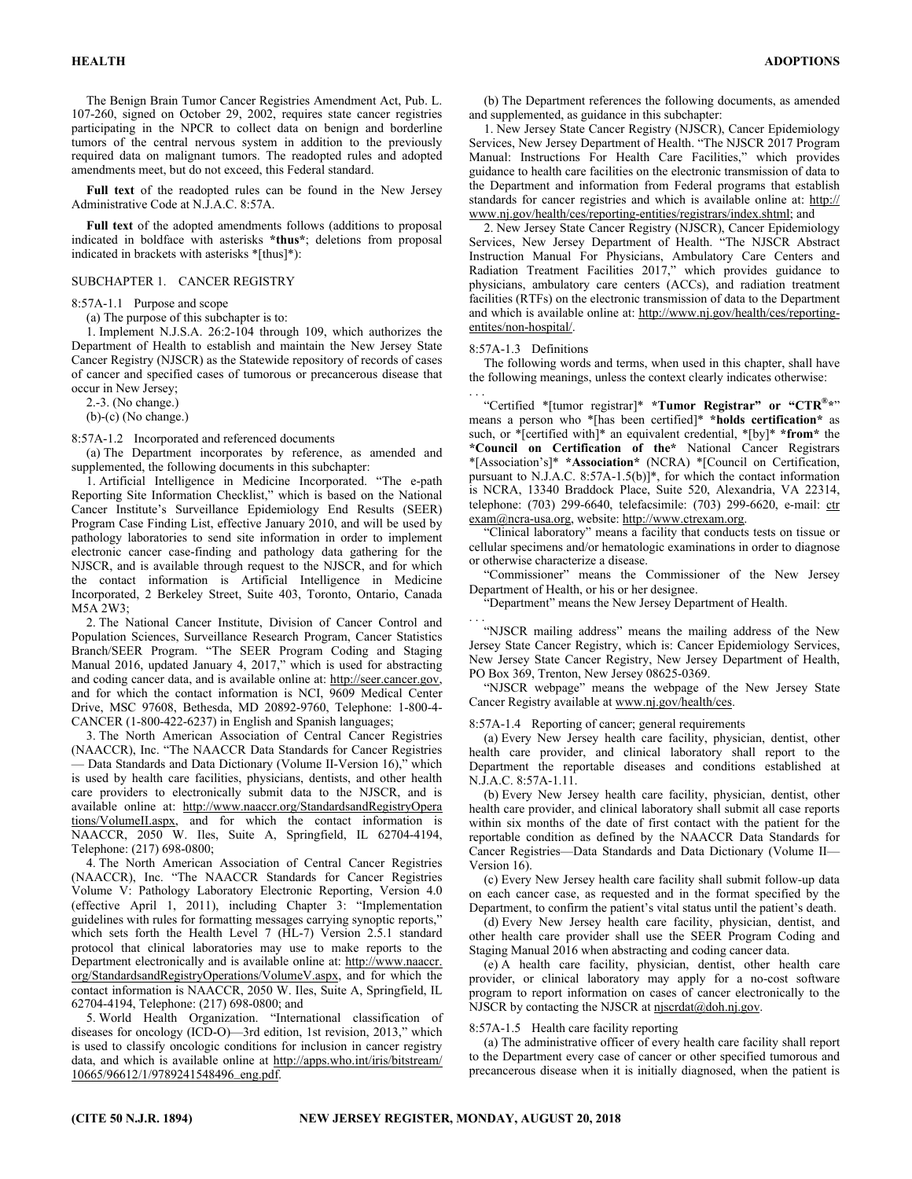The Benign Brain Tumor Cancer Registries Amendment Act, Pub. L. 107-260, signed on October 29, 2002, requires state cancer registries participating in the NPCR to collect data on benign and borderline tumors of the central nervous system in addition to the previously required data on malignant tumors. The readopted rules and adopted amendments meet, but do not exceed, this Federal standard.

**Full text** of the readopted rules can be found in the New Jersey Administrative Code at N.J.A.C. 8:57A.

**Full text** of the adopted amendments follows (additions to proposal indicated in boldface with asterisks ***thus***; deletions from proposal indicated in brackets with asterisks *[thus]*):

SUBCHAPTER 1. CANCER REGISTRY

8:57A-1.1 Purpose and scope

(a) The purpose of this subchapter is to:

1. Implement N.J.S.A. 26:2-104 through 109, which authorizes the Department of Health to establish and maintain the New Jersey State Cancer Registry (NJSCR) as the Statewide repository of records of cases of cancer and specified cases of tumorous or precancerous disease that occur in New Jersey;

2.-3. (No change.)

(b)-(c) (No change.)

8:57A-1.2 Incorporated and referenced documents

(a) The Department incorporates by reference, as amended and supplemented, the following documents in this subchapter:

1. Artificial Intelligence in Medicine Incorporated. "The e-path Reporting Site Information Checklist," which is based on the National Cancer Institute's Surveillance Epidemiology End Results (SEER) Program Case Finding List, effective January 2010, and will be used by pathology laboratories to send site information in order to implement electronic cancer case-finding and pathology data gathering for the NJSCR, and is available through request to the NJSCR, and for which the contact information is Artificial Intelligence in Medicine Incorporated, 2 Berkeley Street, Suite 403, Toronto, Ontario, Canada M5A 2W3;

2. The National Cancer Institute, Division of Cancer Control and Population Sciences, Surveillance Research Program, Cancer Statistics Branch/SEER Program. "The SEER Program Coding and Staging Manual 2016, updated January 4, 2017," which is used for abstracting and coding cancer data, and is available online at: http://seer.cancer.gov, and for which the contact information is NCI, 9609 Medical Center Drive, MSC 97608, Bethesda, MD 20892-9760, Telephone: 1-800-4-CANCER (1-800-422-6237) in English and Spanish languages;

3. The North American Association of Central Cancer Registries (NAACCR), Inc. "The NAACCR Data Standards for Cancer Registries — Data Standards and Data Dictionary (Volume II-Version 16)," which is used by health care facilities, physicians, dentists, and other health care providers to electronically submit data to the NJSCR, and is available online at: http://www.naaccr.org/StandardsandRegistryOperations/VolumeII.aspx, and for which the contact information is NAACCR, 2050 W. Iles, Suite A, Springfield, IL 62704-4194, Telephone: (217) 698-0800;

4. The North American Association of Central Cancer Registries (NAACCR), Inc. "The NAACCR Standards for Cancer Registries Volume V: Pathology Laboratory Electronic Reporting, Version 4.0 (effective April 1, 2011), including Chapter 3: "Implementation guidelines with rules for formatting messages carrying synoptic reports," which sets forth the Health Level 7 (HL-7) Version 2.5.1 standard protocol that clinical laboratories may use to make reports to the Department electronically and is available online at: http://www.naaccr.org/StandardsandRegistryOperations/VolumeV.aspx, and for which the contact information is NAACCR, 2050 W. Iles, Suite A, Springfield, IL 62704-4194, Telephone: (217) 698-0800; and

5. World Health Organization. "International classification of diseases for oncology (ICD-O)—3rd edition, 1st revision, 2013," which is used to classify oncologic conditions for inclusion in cancer registry data, and which is available online at http://apps.who.int/iris/bitstream/10665/96612/1/9789241548496_eng.pdf.

(b) The Department references the following documents, as amended and supplemented, as guidance in this subchapter:

1. New Jersey State Cancer Registry (NJSCR), Cancer Epidemiology Services, New Jersey Department of Health. "The NJSCR 2017 Program Manual: Instructions For Health Care Facilities," which provides guidance to health care facilities on the electronic transmission of data to the Department and information from Federal programs that establish standards for cancer registries and which is available online at: http://www.nj.gov/health/ces/reporting-entities/registrars/index.shtml; and

2. New Jersey State Cancer Registry (NJSCR), Cancer Epidemiology Services, New Jersey Department of Health. "The NJSCR Abstract Instruction Manual For Physicians, Ambulatory Care Centers and Radiation Treatment Facilities 2017," which provides guidance to physicians, ambulatory care centers (ACCs), and radiation treatment facilities (RTFs) on the electronic transmission of data to the Department and which is available online at: http://www.nj.gov/health/ces/reporting-entites/non-hospital/.

8:57A-1.3 Definitions

The following words and terms, when used in this chapter, shall have the following meanings, unless the context clearly indicates otherwise:

. . .

"Certified *[tumor registrar]* ***Tumor Registrar" or "CTR®*"** means a person who *[has been certified]* ***holds certification*** as such, or *[certified with]* an equivalent credential, *[by]* ***from*** the ***Council on Certification of the*** National Cancer Registrars *[Association's]* ***Association*** (NCRA) *[Council on Certification, pursuant to N.J.A.C. 8:57A-1.5(b)]*, for which the contact information is NCRA, 13340 Braddock Place, Suite 520, Alexandria, VA 22314, telephone: (703) 299-6640, telefacsimile: (703) 299-6620, e-mail: ctrexam@ncra-usa.org, website: http://www.ctrexam.org.

"Clinical laboratory" means a facility that conducts tests on tissue or cellular specimens and/or hematologic examinations in order to diagnose or otherwise characterize a disease.

"Commissioner" means the Commissioner of the New Jersey Department of Health, or his or her designee.

"Department" means the New Jersey Department of Health.

. . .

"NJSCR mailing address" means the mailing address of the New Jersey State Cancer Registry, which is: Cancer Epidemiology Services, New Jersey State Cancer Registry, New Jersey Department of Health, PO Box 369, Trenton, New Jersey 08625-0369.

"NJSCR webpage" means the webpage of the New Jersey State Cancer Registry available at www.nj.gov/health/ces.

8:57A-1.4 Reporting of cancer; general requirements

(a) Every New Jersey health care facility, physician, dentist, other health care provider, and clinical laboratory shall report to the Department the reportable diseases and conditions established at N.J.A.C. 8:57A-1.11.

(b) Every New Jersey health care facility, physician, dentist, other health care provider, and clinical laboratory shall submit all case reports within six months of the date of first contact with the patient for the reportable condition as defined by the NAACCR Data Standards for Cancer Registries—Data Standards and Data Dictionary (Volume II—Version 16).

(c) Every New Jersey health care facility shall submit follow-up data on each cancer case, as requested and in the format specified by the Department, to confirm the patient's vital status until the patient's death.

(d) Every New Jersey health care facility, physician, dentist, and other health care provider shall use the SEER Program Coding and Staging Manual 2016 when abstracting and coding cancer data.

(e) A health care facility, physician, dentist, other health care provider, or clinical laboratory may apply for a no-cost software program to report information on cases of cancer electronically to the NJSCR by contacting the NJSCR at njscrdat@doh.nj.gov.

8:57A-1.5 Health care facility reporting

(a) The administrative officer of every health care facility shall report to the Department every case of cancer or other specified tumorous and precancerous disease when it is initially diagnosed, when the patient is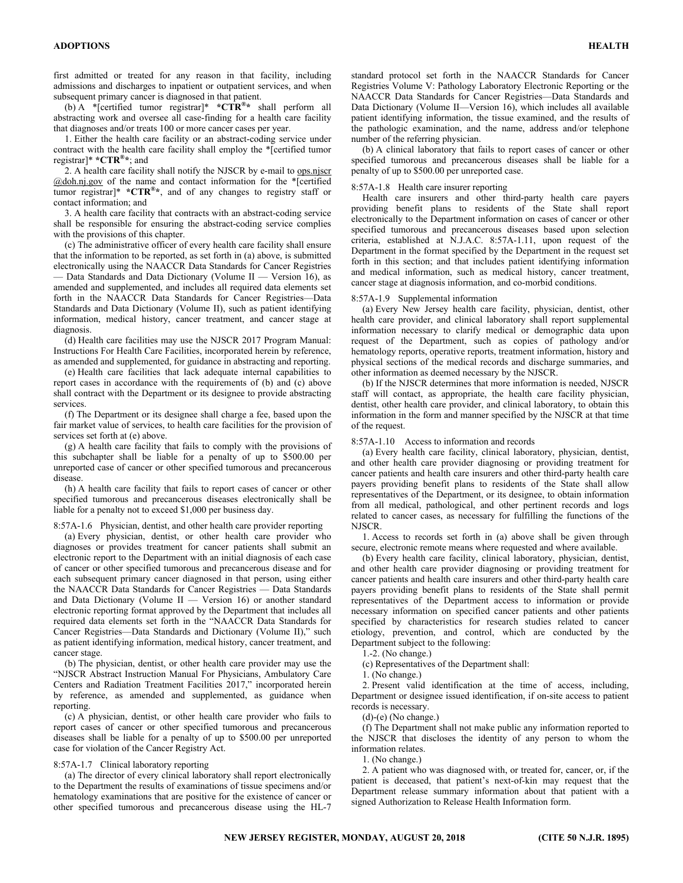first admitted or treated for any reason in that facility, including admissions and discharges to inpatient or outpatient services, and when subsequent primary cancer is diagnosed in that patient.

(b) A *[certified tumor registrar]* ***CTR®*** shall perform all abstracting work and oversee all case-finding for a health care facility that diagnoses and/or treats 100 or more cancer cases per year.

1. Either the health care facility or an abstract-coding service under contract with the health care facility shall employ the *[certified tumor registrar]* ***CTR®***; and

2. A health care facility shall notify the NJSCR by e-mail to ops.njscr@doh.nj.gov of the name and contact information for the *[certified tumor registrar]* ***CTR®***, and of any changes to registry staff or contact information; and

3. A health care facility that contracts with an abstract-coding service shall be responsible for ensuring the abstract-coding service complies with the provisions of this chapter.

(c) The administrative officer of every health care facility shall ensure that the information to be reported, as set forth in (a) above, is submitted electronically using the NAACCR Data Standards for Cancer Registries — Data Standards and Data Dictionary (Volume II — Version 16), as amended and supplemented, and includes all required data elements set forth in the NAACCR Data Standards for Cancer Registries—Data Standards and Data Dictionary (Volume II), such as patient identifying information, medical history, cancer treatment, and cancer stage at diagnosis.

(d) Health care facilities may use the NJSCR 2017 Program Manual: Instructions For Health Care Facilities, incorporated herein by reference, as amended and supplemented, for guidance in abstracting and reporting.

(e) Health care facilities that lack adequate internal capabilities to report cases in accordance with the requirements of (b) and (c) above shall contract with the Department or its designee to provide abstracting services.

(f) The Department or its designee shall charge a fee, based upon the fair market value of services, to health care facilities for the provision of services set forth at (e) above.

(g) A health care facility that fails to comply with the provisions of this subchapter shall be liable for a penalty of up to $500.00 per unreported case of cancer or other specified tumorous and precancerous disease.

(h) A health care facility that fails to report cases of cancer or other specified tumorous and precancerous diseases electronically shall be liable for a penalty not to exceed $1,000 per business day.

8:57A-1.6 Physician, dentist, and other health care provider reporting

(a) Every physician, dentist, or other health care provider who diagnoses or provides treatment for cancer patients shall submit an electronic report to the Department with an initial diagnosis of each case of cancer or other specified tumorous and precancerous disease and for each subsequent primary cancer diagnosed in that person, using either the NAACCR Data Standards for Cancer Registries — Data Standards and Data Dictionary (Volume II — Version 16) or another standard electronic reporting format approved by the Department that includes all required data elements set forth in the "NAACCR Data Standards for Cancer Registries—Data Standards and Dictionary (Volume II)," such as patient identifying information, medical history, cancer treatment, and cancer stage.

(b) The physician, dentist, or other health care provider may use the "NJSCR Abstract Instruction Manual For Physicians, Ambulatory Care Centers and Radiation Treatment Facilities 2017," incorporated herein by reference, as amended and supplemented, as guidance when reporting.

(c) A physician, dentist, or other health care provider who fails to report cases of cancer or other specified tumorous and precancerous diseases shall be liable for a penalty of up to $500.00 per unreported case for violation of the Cancer Registry Act.

8:57A-1.7 Clinical laboratory reporting

(a) The director of every clinical laboratory shall report electronically to the Department the results of examinations of tissue specimens and/or hematology examinations that are positive for the existence of cancer or other specified tumorous and precancerous disease using the HL-7 standard protocol set forth in the NAACCR Standards for Cancer Registries Volume V: Pathology Laboratory Electronic Reporting or the NAACCR Data Standards for Cancer Registries—Data Standards and Data Dictionary (Volume II—Version 16), which includes all available patient identifying information, the tissue examined, and the results of the pathologic examination, and the name, address and/or telephone number of the referring physician.

(b) A clinical laboratory that fails to report cases of cancer or other specified tumorous and precancerous diseases shall be liable for a penalty of up to $500.00 per unreported case.

8:57A-1.8 Health care insurer reporting

Health care insurers and other third-party health care payers providing benefit plans to residents of the State shall report electronically to the Department information on cases of cancer or other specified tumorous and precancerous diseases based upon selection criteria, established at N.J.A.C. 8:57A-1.11, upon request of the Department in the format specified by the Department in the request set forth in this section; and that includes patient identifying information and medical information, such as medical history, cancer treatment, cancer stage at diagnosis information, and co-morbid conditions.

8:57A-1.9 Supplemental information

(a) Every New Jersey health care facility, physician, dentist, other health care provider, and clinical laboratory shall report supplemental information necessary to clarify medical or demographic data upon request of the Department, such as copies of pathology and/or hematology reports, operative reports, treatment information, history and physical sections of the medical records and discharge summaries, and other information as deemed necessary by the NJSCR.

(b) If the NJSCR determines that more information is needed, NJSCR staff will contact, as appropriate, the health care facility physician, dentist, other health care provider, and clinical laboratory, to obtain this information in the form and manner specified by the NJSCR at that time of the request.

8:57A-1.10 Access to information and records

(a) Every health care facility, clinical laboratory, physician, dentist, and other health care provider diagnosing or providing treatment for cancer patients and health care insurers and other third-party health care payers providing benefit plans to residents of the State shall allow representatives of the Department, or its designee, to obtain information from all medical, pathological, and other pertinent records and logs related to cancer cases, as necessary for fulfilling the functions of the NJSCR.

1. Access to records set forth in (a) above shall be given through secure, electronic remote means where requested and where available.

(b) Every health care facility, clinical laboratory, physician, dentist, and other health care provider diagnosing or providing treatment for cancer patients and health care insurers and other third-party health care payers providing benefit plans to residents of the State shall permit representatives of the Department access to information or provide necessary information on specified cancer patients and other patients specified by characteristics for research studies related to cancer etiology, prevention, and control, which are conducted by the Department subject to the following:

1.-2. (No change.)

(c) Representatives of the Department shall:

1. (No change.)

2. Present valid identification at the time of access, including, Department or designee issued identification, if on-site access to patient records is necessary.

(d)-(e) (No change.)

(f) The Department shall not make public any information reported to the NJSCR that discloses the identity of any person to whom the information relates.

1. (No change.)

2. A patient who was diagnosed with, or treated for, cancer, or, if the patient is deceased, that patient's next-of-kin may request that the Department release summary information about that patient with a signed Authorization to Release Health Information form.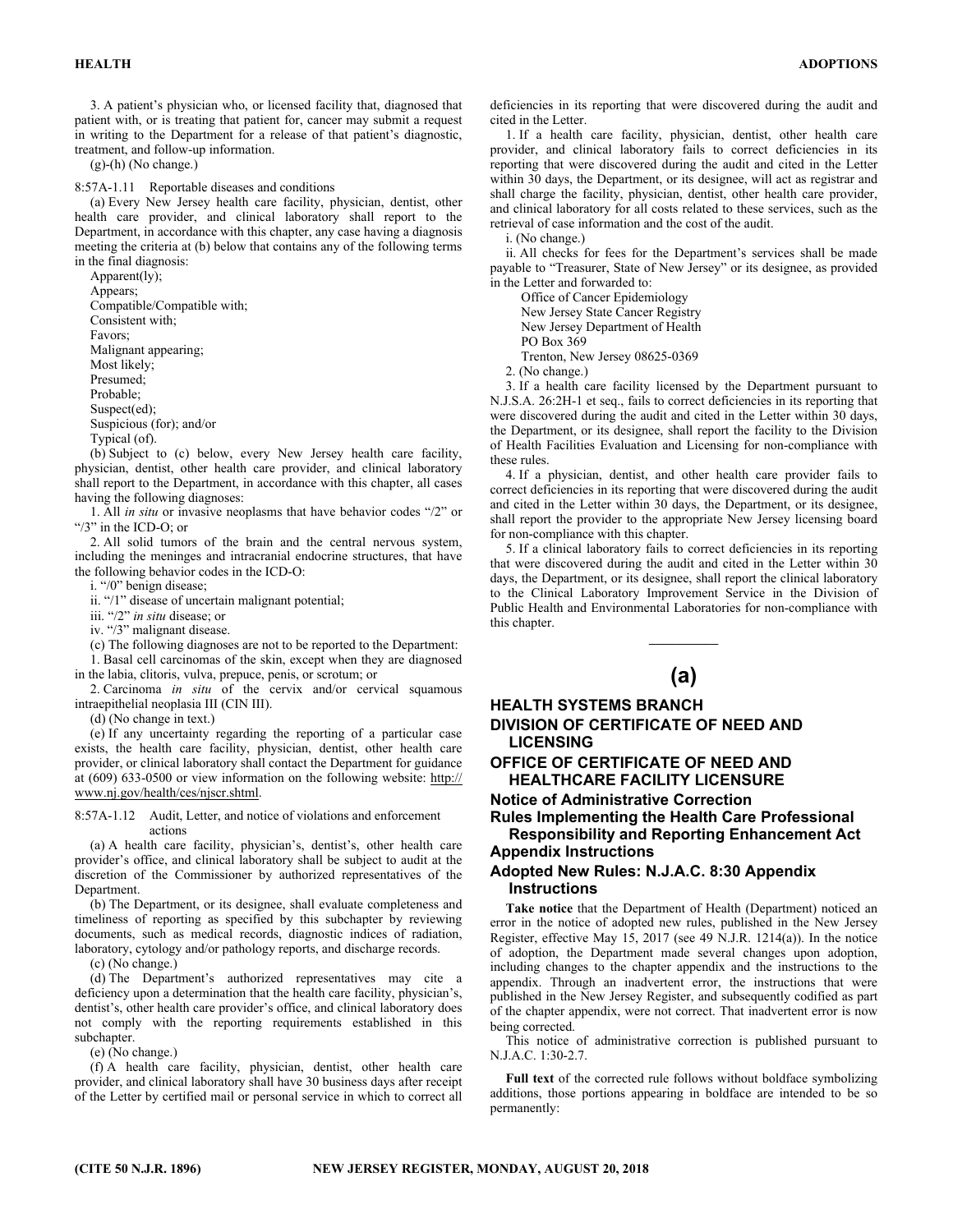3. A patient's physician who, or licensed facility that, diagnosed that patient with, or is treating that patient for, cancer may submit a request in writing to the Department for a release of that patient's diagnostic, treatment, and follow-up information.

(g)-(h) (No change.)

8:57A-1.11 Reportable diseases and conditions

(a) Every New Jersey health care facility, physician, dentist, other health care provider, and clinical laboratory shall report to the Department, in accordance with this chapter, any case having a diagnosis meeting the criteria at (b) below that contains any of the following terms in the final diagnosis:

Apparent(ly);
Appears;
Compatible/Compatible with;
Consistent with;
Favors;
Malignant appearing;
Most likely;
Presumed;
Probable;
Suspect(ed);
Suspicious (for); and/or
Typical (of).

(b) Subject to (c) below, every New Jersey health care facility, physician, dentist, other health care provider, and clinical laboratory shall report to the Department, in accordance with this chapter, all cases having the following diagnoses:

1. All *in situ* or invasive neoplasms that have behavior codes "/2" or "/3" in the ICD-O; or

2. All solid tumors of the brain and the central nervous system, including the meninges and intracranial endocrine structures, that have the following behavior codes in the ICD-O:

i. "/0" benign disease;

ii. "/1" disease of uncertain malignant potential;

iii. "/2" *in situ* disease; or

iv. "/3" malignant disease.

(c) The following diagnoses are not to be reported to the Department:

1. Basal cell carcinomas of the skin, except when they are diagnosed in the labia, clitoris, vulva, prepuce, penis, or scrotum; or

2. Carcinoma *in situ* of the cervix and/or cervical squamous intraepithelial neoplasia III (CIN III).

(d) (No change in text.)

(e) If any uncertainty regarding the reporting of a particular case exists, the health care facility, physician, dentist, other health care provider, or clinical laboratory shall contact the Department for guidance at (609) 633-0500 or view information on the following website: http://www.nj.gov/health/ces/njscr.shtml.

8:57A-1.12 Audit, Letter, and notice of violations and enforcement actions

(a) A health care facility, physician's, dentist's, other health care provider's office, and clinical laboratory shall be subject to audit at the discretion of the Commissioner by authorized representatives of the Department.

(b) The Department, or its designee, shall evaluate completeness and timeliness of reporting as specified by this subchapter by reviewing documents, such as medical records, diagnostic indices of radiation, laboratory, cytology and/or pathology reports, and discharge records.

(c) (No change.)

(d) The Department's authorized representatives may cite a deficiency upon a determination that the health care facility, physician's, dentist's, other health care provider's office, and clinical laboratory does not comply with the reporting requirements established in this subchapter.

(e) (No change.)

(f) A health care facility, physician, dentist, other health care provider, and clinical laboratory shall have 30 business days after receipt of the Letter by certified mail or personal service in which to correct all deficiencies in its reporting that were discovered during the audit and cited in the Letter.

1. If a health care facility, physician, dentist, other health care provider, and clinical laboratory fails to correct deficiencies in its reporting that were discovered during the audit and cited in the Letter within 30 days, the Department, or its designee, will act as registrar and shall charge the facility, physician, dentist, other health care provider, and clinical laboratory for all costs related to these services, such as the retrieval of case information and the cost of the audit.

i. (No change.)

ii. All checks for fees for the Department's services shall be made payable to "Treasurer, State of New Jersey" or its designee, as provided in the Letter and forwarded to:

Office of Cancer Epidemiology
New Jersey State Cancer Registry
New Jersey Department of Health
PO Box 369
Trenton, New Jersey 08625-0369

2. (No change.)

3. If a health care facility licensed by the Department pursuant to N.J.S.A. 26:2H-1 et seq., fails to correct deficiencies in its reporting that were discovered during the audit and cited in the Letter within 30 days, the Department, or its designee, shall report the facility to the Division of Health Facilities Evaluation and Licensing for non-compliance with these rules.

4. If a physician, dentist, and other health care provider fails to correct deficiencies in its reporting that were discovered during the audit and cited in the Letter within 30 days, the Department, or its designee, shall report the provider to the appropriate New Jersey licensing board for non-compliance with this chapter.

5. If a clinical laboratory fails to correct deficiencies in its reporting that were discovered during the audit and cited in the Letter within 30 days, the Department, or its designee, shall report the clinical laboratory to the Clinical Laboratory Improvement Service in the Division of Public Health and Environmental Laboratories for non-compliance with this chapter.

---

## (a)

## HEALTH SYSTEMS BRANCH

## DIVISION OF CERTIFICATE OF NEED AND LICENSING

## OFFICE OF CERTIFICATE OF NEED AND HEALTHCARE FACILITY LICENSURE

### Notice of Administrative Correction

### Rules Implementing the Health Care Professional Responsibility and Reporting Enhancement Act Appendix Instructions

### Adopted New Rules: N.J.A.C. 8:30 Appendix Instructions

**Take notice** that the Department of Health (Department) noticed an error in the notice of adopted new rules, published in the New Jersey Register, effective May 15, 2017 (see 49 N.J.R. 1214(a)). In the notice of adoption, the Department made several changes upon adoption, including changes to the chapter appendix and the instructions to the appendix. Through an inadvertent error, the instructions that were published in the New Jersey Register, and subsequently codified as part of the chapter appendix, were not correct. That inadvertent error is now being corrected.

This notice of administrative correction is published pursuant to N.J.A.C. 1:30-2.7.

**Full text** of the corrected rule follows without boldface symbolizing additions, those portions appearing in boldface are intended to be so permanently: